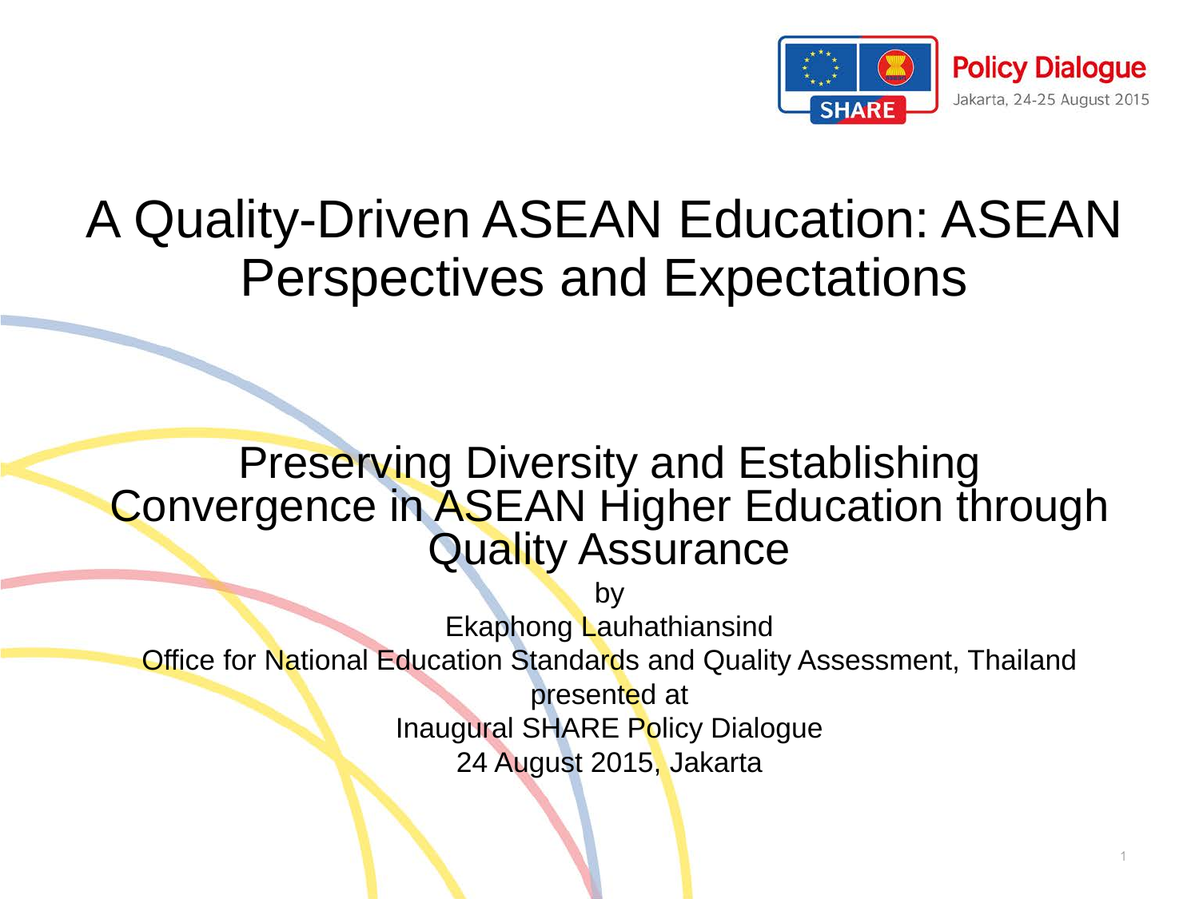Policy Dialogue
Jakarta, 24-25 August 2015

# A Quality-Driven ASEAN Education: ASEAN Perspectives and Expectations

## Preserving Diversity and Establishing Convergence in ASEAN Higher Education through Quality Assurance

by

Ekaphong Lauhathiansind

Office for National Education Standards and Quality Assessment, Thailand

presented at

Inaugural SHARE Policy Dialogue

24 August 2015, Jakarta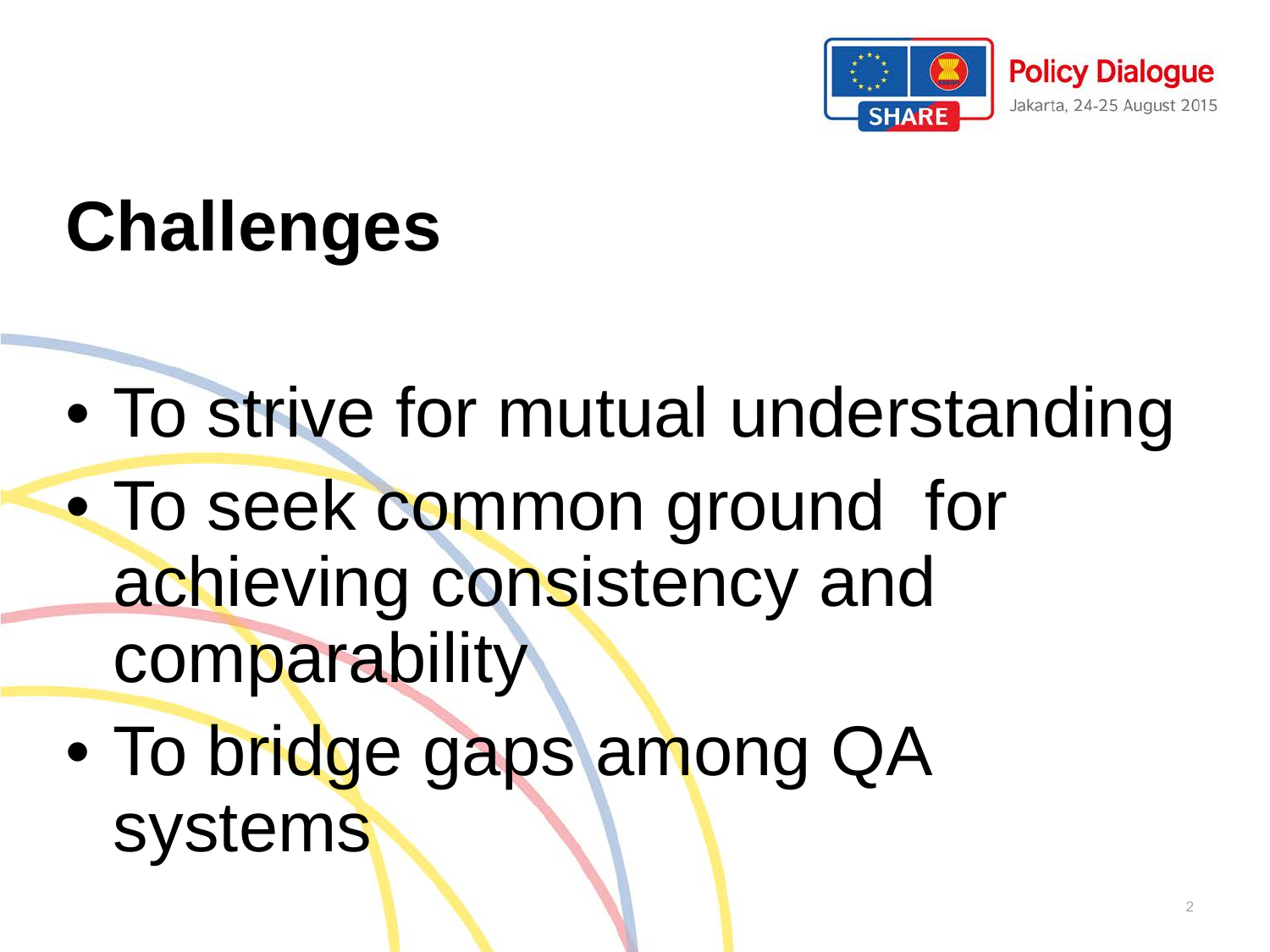# Challenges

- To strive for mutual understanding
- To seek common ground for achieving consistency and comparability
- To bridge gaps among QA systems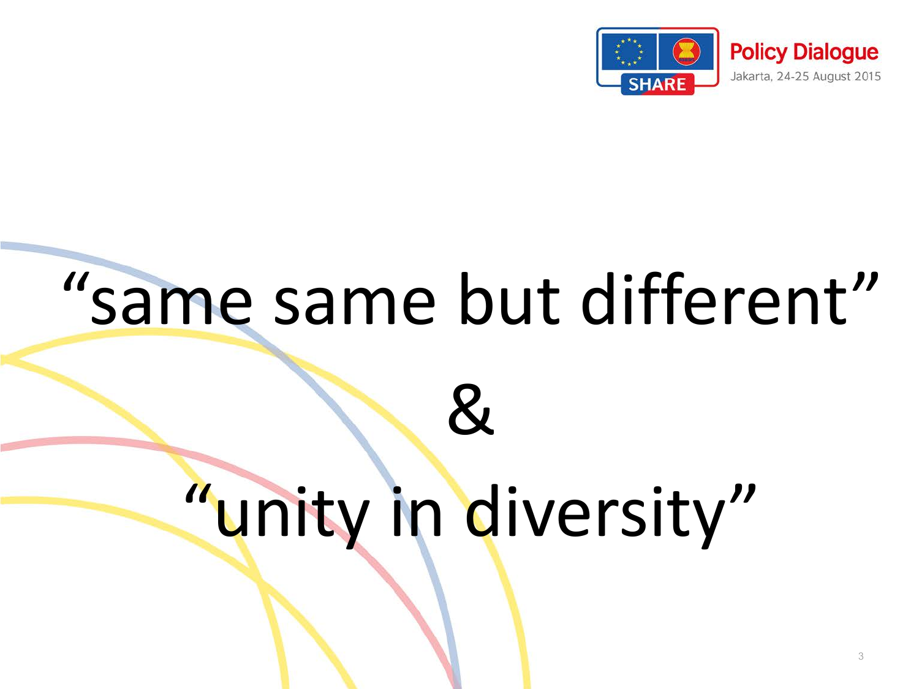“same same but different”

&

“unity in diversity”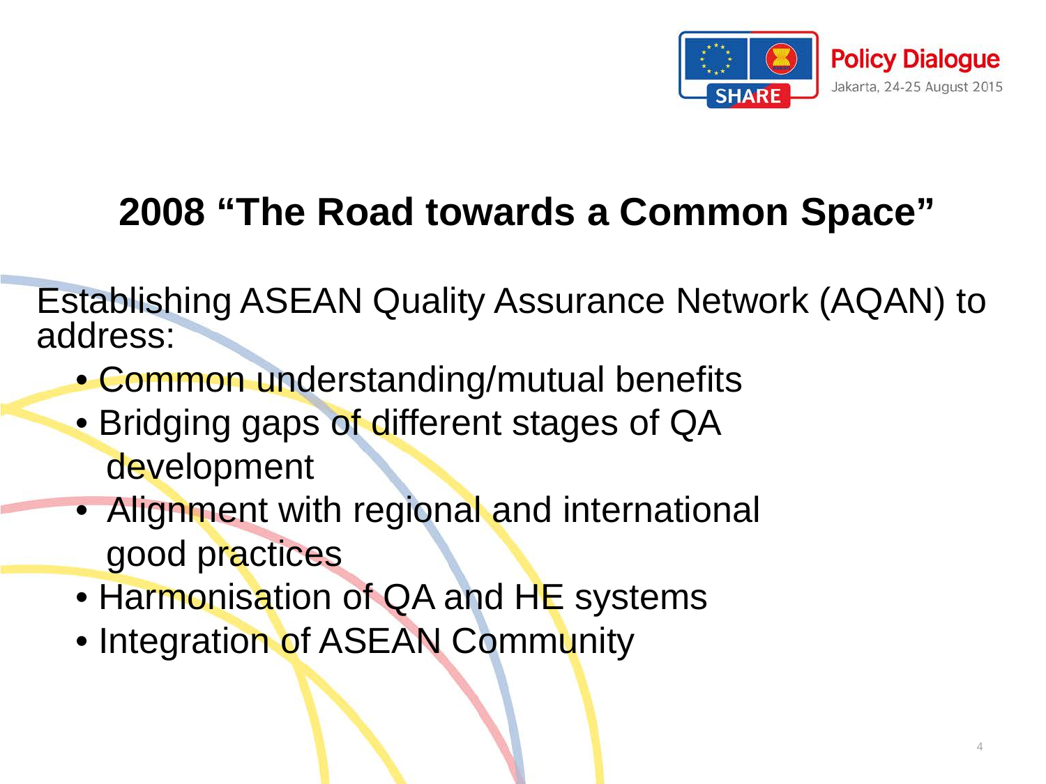## 2008 "The Road towards a Common Space"

Establishing ASEAN Quality Assurance Network (AQAN) to address:

- Common understanding/mutual benefits
- Bridging gaps of different stages of QA development
- Alignment with regional and international good practices
- Harmonisation of QA and HE systems
- Integration of ASEAN Community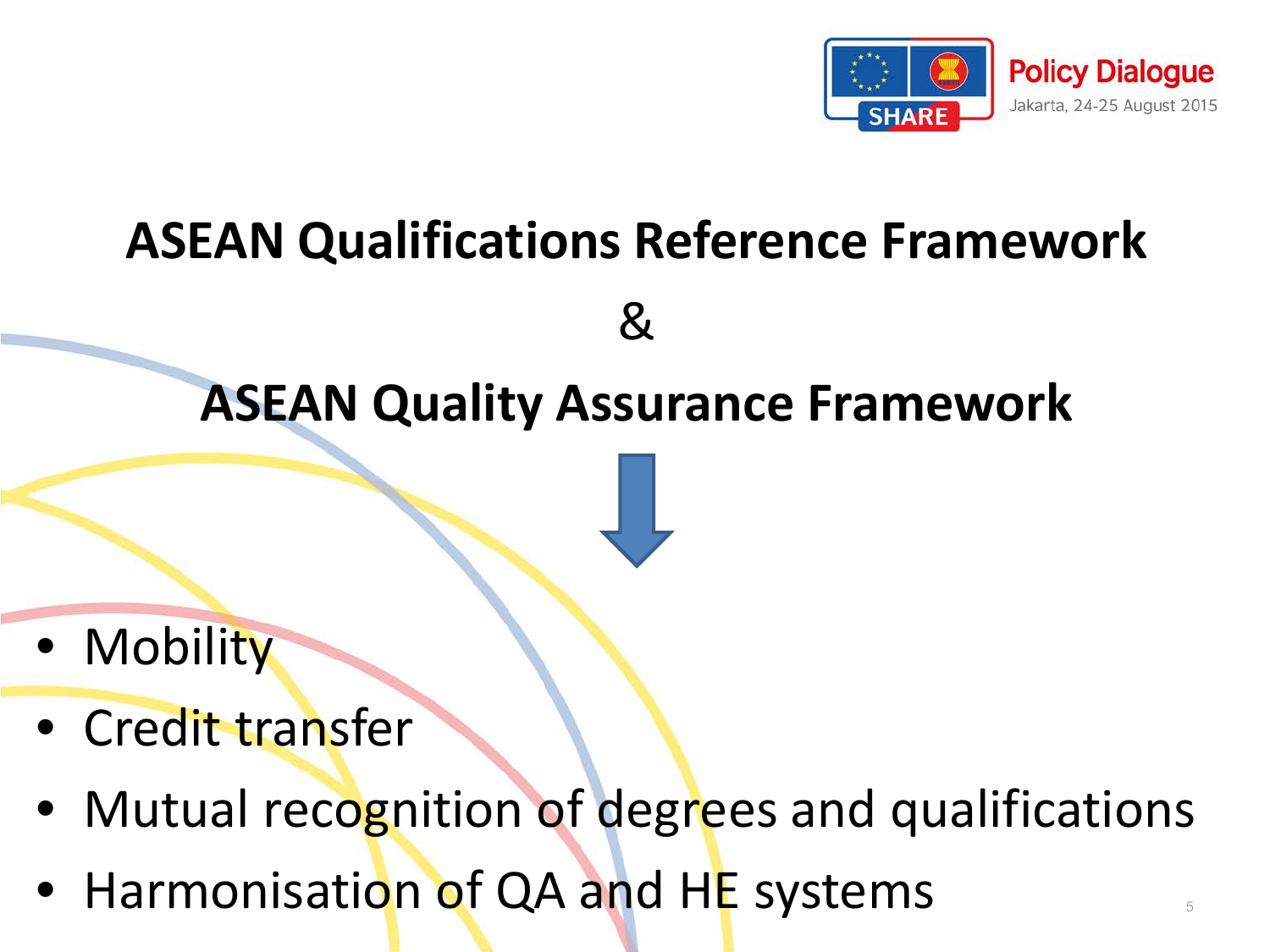# ASEAN Qualifications Reference Framework

&

# ASEAN Quality Assurance Framework

↓

- Mobility
- Credit transfer
- Mutual recognition of degrees and qualifications
- Harmonisation of QA and HE systems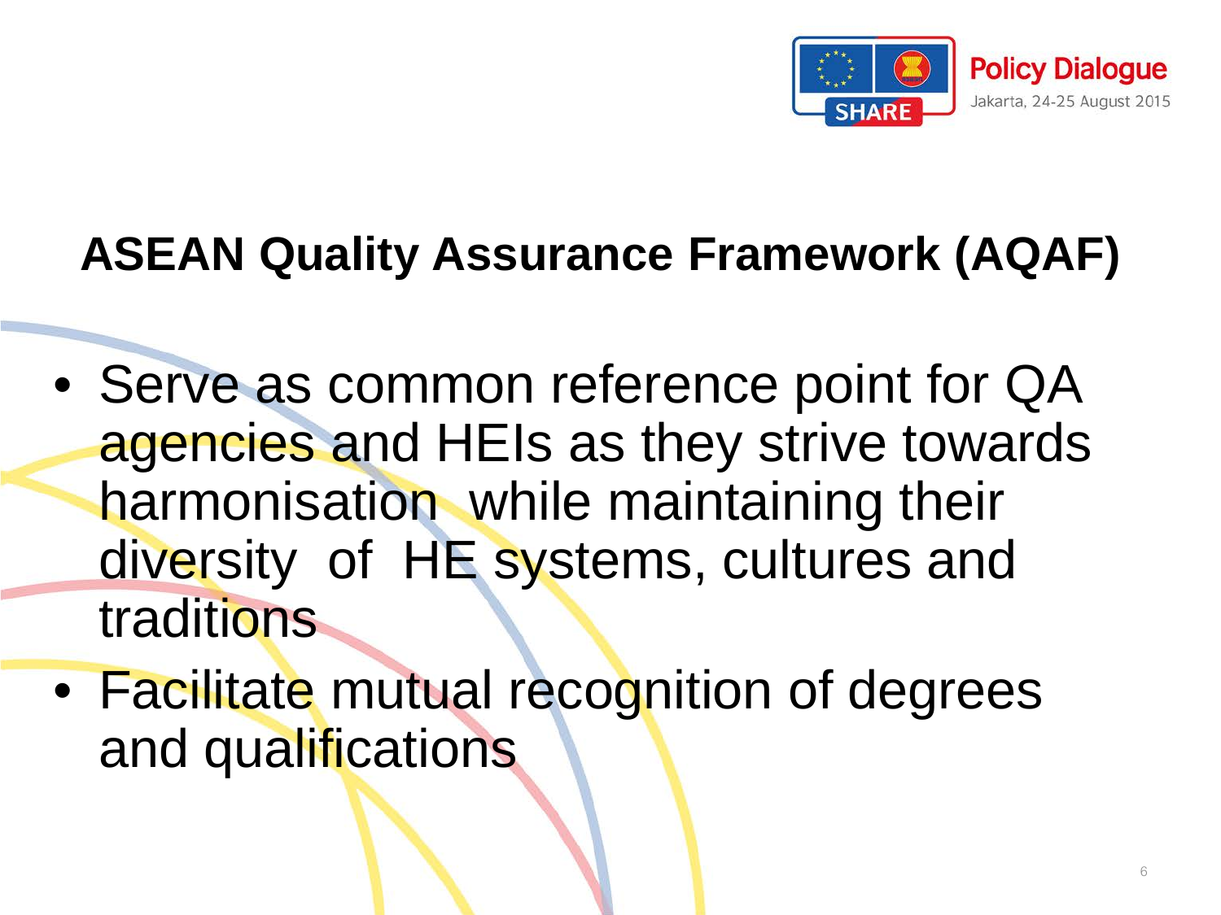## ASEAN Quality Assurance Framework (AQAF)

- Serve as common reference point for QA agencies and HEIs as they strive towards harmonisation while maintaining their diversity of HE systems, cultures and traditions
- Facilitate mutual recognition of degrees and qualifications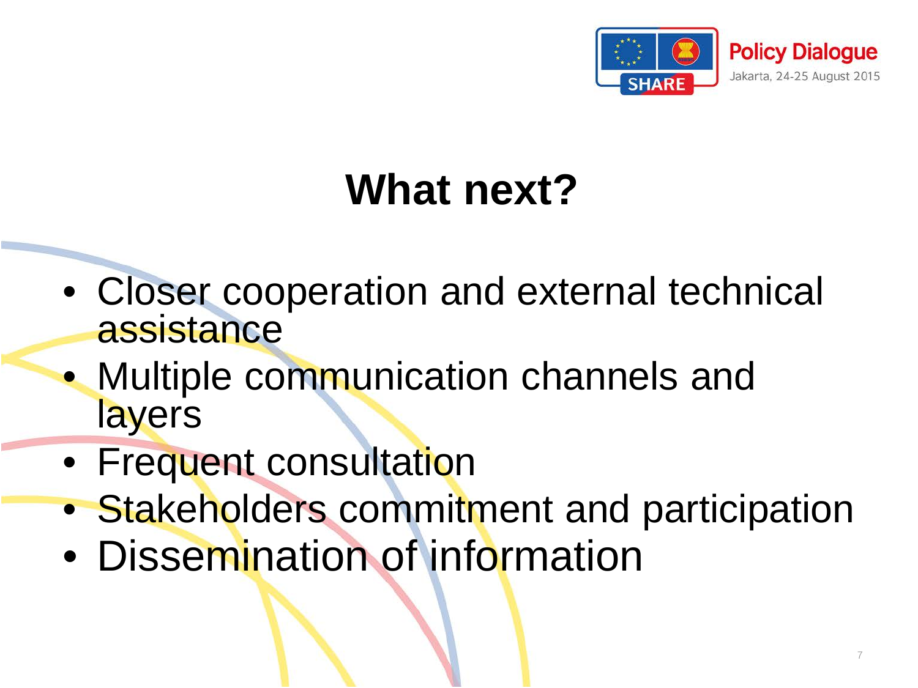# What next?

- Closer cooperation and external technical assistance
- Multiple communication channels and layers
- Frequent consultation
- Stakeholders commitment and participation
- Dissemination of information